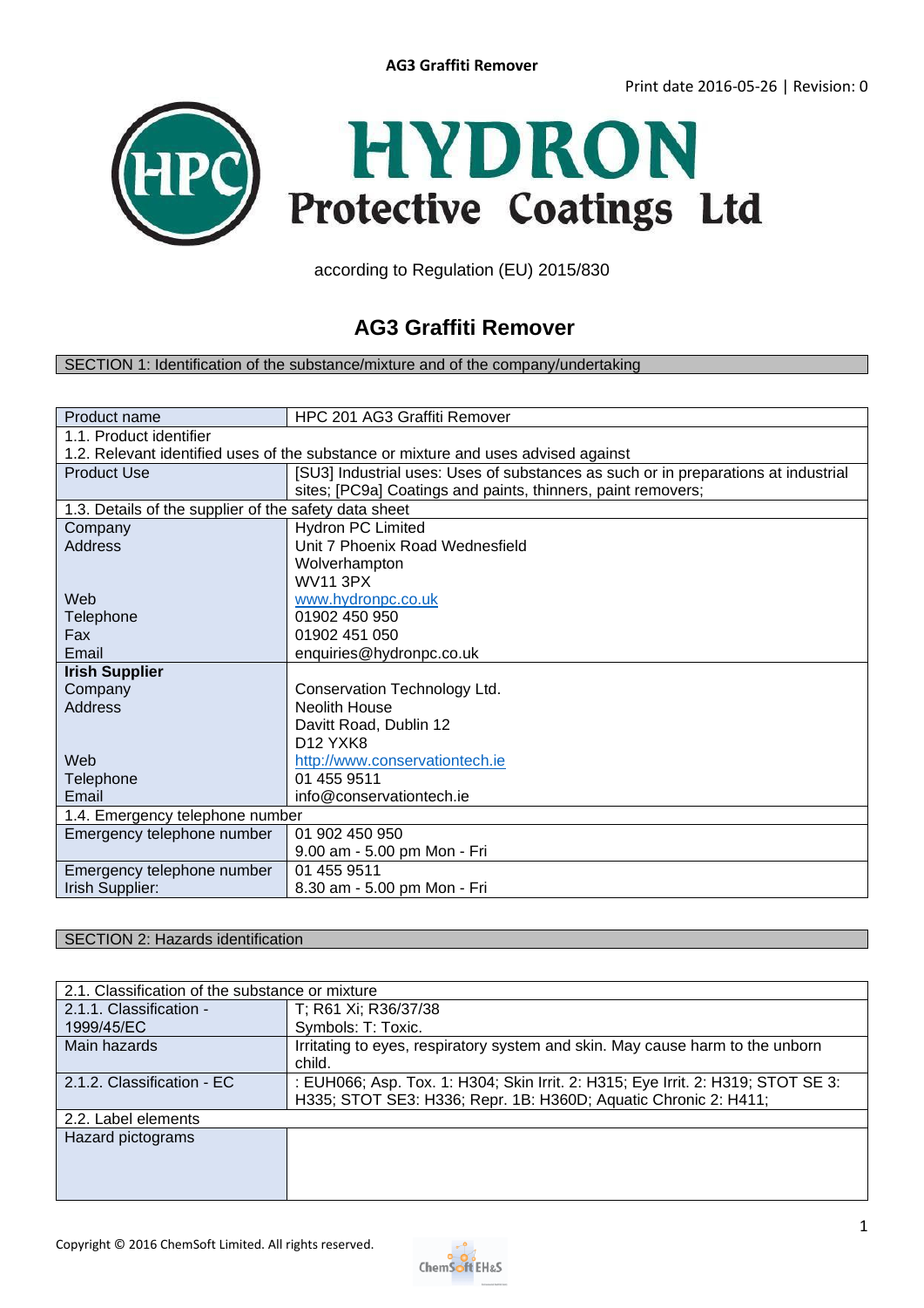# AG3 Graffiti Remover

according to Regulation (EU) 2015/830

## AG3 Graffiti Remover

### SECTION 1: Identification of the substance/mixture and of the company/undertaking

| Product name | HPC 201 AG3 Graffiti Remover |
|---|---|
| 1.1. Product identifier | |
| 1.2. Relevant identified uses of the substance or mixture and uses advised against | |
| Product Use | [SU3] Industrial uses: Uses of substances as such or in preparations at industrial sites; [PC9a] Coatings and paints, thinners, paint removers; |
| 1.3. Details of the supplier of the safety data sheet | |
| Company | Hydron PC Limited |
| Address | Unit 7 Phoenix Road Wednesfield<br>Wolverhampton<br>WV11 3PX |
| Web | www.hydronpc.co.uk |
| Telephone | 01902 450 950 |
| Fax | 01902 451 050 |
| Email | enquiries@hydronpc.co.uk |
| **Irish Supplier** | |
| Company | Conservation Technology Ltd. |
| Address | Neolith House<br>Davitt Road, Dublin 12<br>D12 YXK8 |
| Web | http://www.conservationtech.ie |
| Telephone | 01 455 9511 |
| Email | info@conservationtech.ie |
| 1.4. Emergency telephone number | |
| Emergency telephone number | 01 902 450 950<br>9.00 am - 5.00 pm Mon - Fri |
| Emergency telephone number Irish Supplier: | 01 455 9511<br>8.30 am - 5.00 pm Mon - Fri |

### SECTION 2: Hazards identification

| 2.1. Classification of the substance or mixture | |
|---|---|
| 2.1.1. Classification - 1999/45/EC | T; R61 Xi; R36/37/38<br>Symbols: T: Toxic. |
| Main hazards | Irritating to eyes, respiratory system and skin. May cause harm to the unborn child. |
| 2.1.2. Classification - EC | : EUH066; Asp. Tox. 1: H304; Skin Irrit. 2: H315; Eye Irrit. 2: H319; STOT SE 3: H335; STOT SE3: H336; Repr. 1B: H360D; Aquatic Chronic 2: H411; |
| 2.2. Label elements | |
| Hazard pictograms | |

Copyright © 2016 ChemSoft Limited. All rights reserved.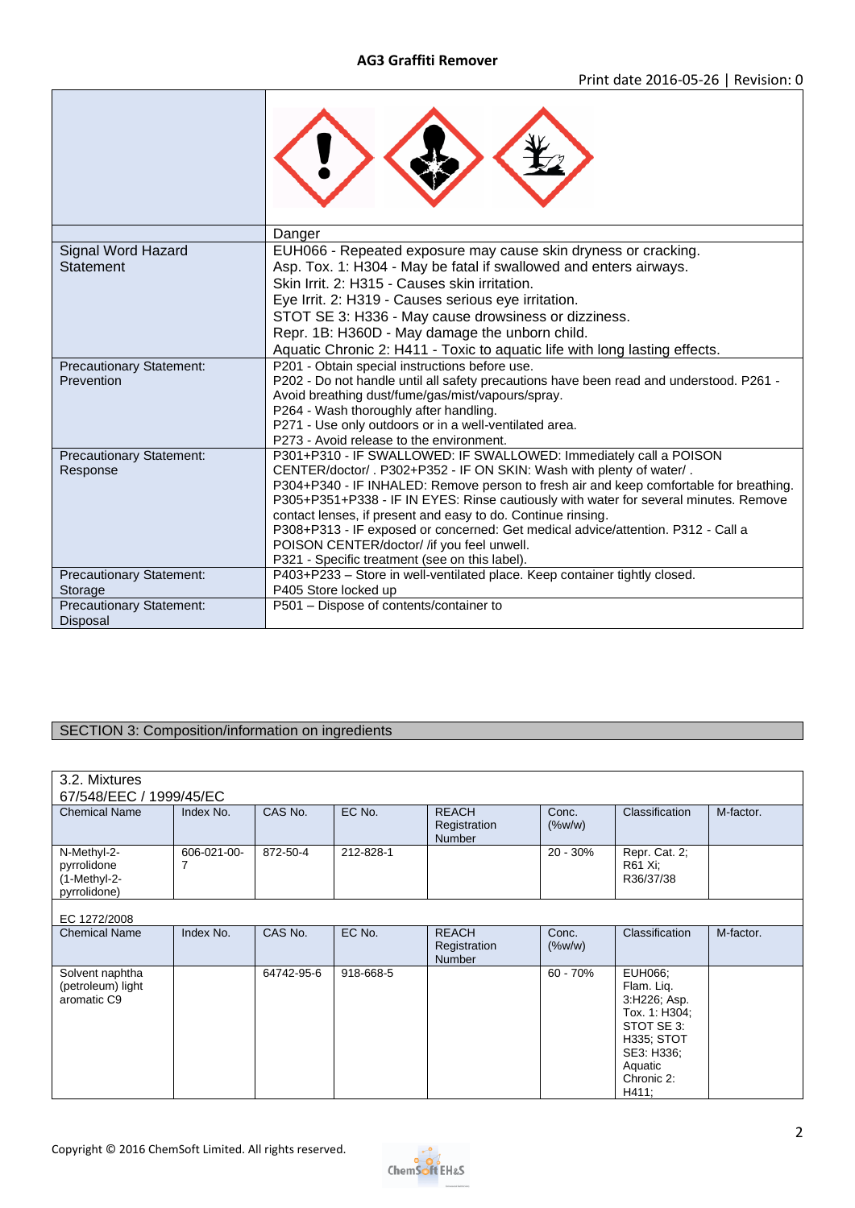| | |
|---|---|
| | Danger |
| Signal Word Hazard Statement | EUH066 - Repeated exposure may cause skin dryness or cracking.<br>Asp. Tox. 1: H304 - May be fatal if swallowed and enters airways.<br>Skin Irrit. 2: H315 - Causes skin irritation.<br>Eye Irrit. 2: H319 - Causes serious eye irritation.<br>STOT SE 3: H336 - May cause drowsiness or dizziness.<br>Repr. 1B: H360D - May damage the unborn child.<br>Aquatic Chronic 2: H411 - Toxic to aquatic life with long lasting effects. |
| Precautionary Statement: Prevention | P201 - Obtain special instructions before use.<br>P202 - Do not handle until all safety precautions have been read and understood. P261 - Avoid breathing dust/fume/gas/mist/vapours/spray.<br>P264 - Wash thoroughly after handling.<br>P271 - Use only outdoors or in a well-ventilated area.<br>P273 - Avoid release to the environment. |
| Precautionary Statement: Response | P301+P310 - IF SWALLOWED: IF SWALLOWED: Immediately call a POISON CENTER/doctor/ . P302+P352 - IF ON SKIN: Wash with plenty of water/ .<br>P304+P340 - IF INHALED: Remove person to fresh air and keep comfortable for breathing.<br>P305+P351+P338 - IF IN EYES: Rinse cautiously with water for several minutes. Remove contact lenses, if present and easy to do. Continue rinsing.<br>P308+P313 - IF exposed or concerned: Get medical advice/attention. P312 - Call a POISON CENTER/doctor/ /if you feel unwell.<br>P321 - Specific treatment (see on this label). |
| Precautionary Statement: Storage | P403+P233 – Store in well-ventilated place. Keep container tightly closed.<br>P405 Store locked up |
| Precautionary Statement: Disposal | P501 – Dispose of contents/container to |

## SECTION 3: Composition/information on ingredients

3.2. Mixtures

67/548/EEC / 1999/45/EC

| Chemical Name | Index No. | CAS No. | EC No. | REACH Registration Number | Conc. (%w/w) | Classification | M-factor. |
|---|---|---|---|---|---|---|---|
| N-Methyl-2-pyrrolidone (1-Methyl-2-pyrrolidone) | 606-021-00-7 | 872-50-4 | 212-828-1 | | 20 - 30% | Repr. Cat. 2; R61 Xi; R36/37/38 | |

EC 1272/2008

| Chemical Name | Index No. | CAS No. | EC No. | REACH Registration Number | Conc. (%w/w) | Classification | M-factor. |
|---|---|---|---|---|---|---|---|
| Solvent naphtha (petroleum) light aromatic C9 | | 64742-95-6 | 918-668-5 | | 60 - 70% | EUH066; Flam. Liq. 3:H226; Asp. Tox. 1: H304; STOT SE 3: H335; STOT SE3: H336; Aquatic Chronic 2: H411; | |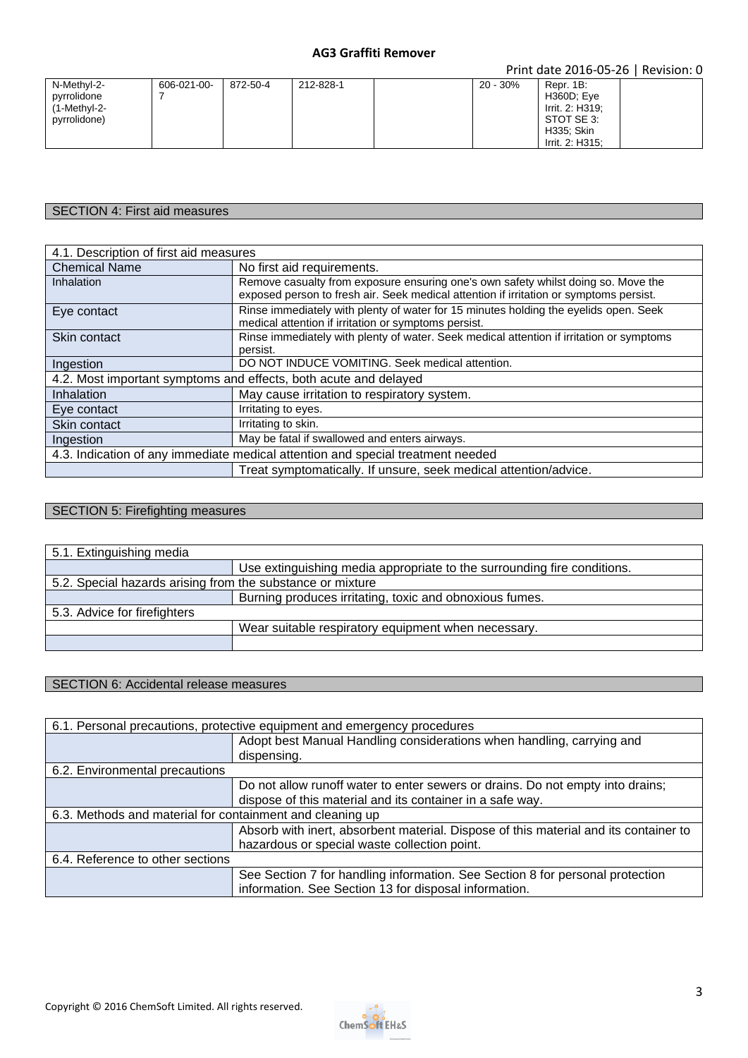| N-Methyl-2-pyrrolidone (1-Methyl-2-pyrrolidone) | 606-021-00-7 | 872-50-4 | 212-828-1 | | 20 - 30% | Repr. 1B: H360D; Eye Irrit. 2: H319; STOT SE 3: H335; Skin Irrit. 2: H315; | |
|---|---|---|---|---|---|---|---|

## SECTION 4: First aid measures

| 4.1. Description of first aid measures | |
|---|---|
| Chemical Name | No first aid requirements. |
| Inhalation | Remove casualty from exposure ensuring one's own safety whilst doing so. Move the exposed person to fresh air. Seek medical attention if irritation or symptoms persist. |
| Eye contact | Rinse immediately with plenty of water for 15 minutes holding the eyelids open. Seek medical attention if irritation or symptoms persist. |
| Skin contact | Rinse immediately with plenty of water. Seek medical attention if irritation or symptoms persist. |
| Ingestion | DO NOT INDUCE VOMITING. Seek medical attention. |
| 4.2. Most important symptoms and effects, both acute and delayed | |
| Inhalation | May cause irritation to respiratory system. |
| Eye contact | Irritating to eyes. |
| Skin contact | Irritating to skin. |
| Ingestion | May be fatal if swallowed and enters airways. |
| 4.3. Indication of any immediate medical attention and special treatment needed | |
| | Treat symptomatically. If unsure, seek medical attention/advice. |

## SECTION 5: Firefighting measures

| 5.1. Extinguishing media | |
|---|---|
| | Use extinguishing media appropriate to the surrounding fire conditions. |
| 5.2. Special hazards arising from the substance or mixture | |
| | Burning produces irritating, toxic and obnoxious fumes. |
| 5.3. Advice for firefighters | |
| | Wear suitable respiratory equipment when necessary. |
| | |

## SECTION 6: Accidental release measures

| 6.1. Personal precautions, protective equipment and emergency procedures | |
|---|---|
| | Adopt best Manual Handling considerations when handling, carrying and dispensing. |
| 6.2. Environmental precautions | |
| | Do not allow runoff water to enter sewers or drains. Do not empty into drains; dispose of this material and its container in a safe way. |
| 6.3. Methods and material for containment and cleaning up | |
| | Absorb with inert, absorbent material. Dispose of this material and its container to hazardous or special waste collection point. |
| 6.4. Reference to other sections | |
| | See Section 7 for handling information. See Section 8 for personal protection information. See Section 13 for disposal information. |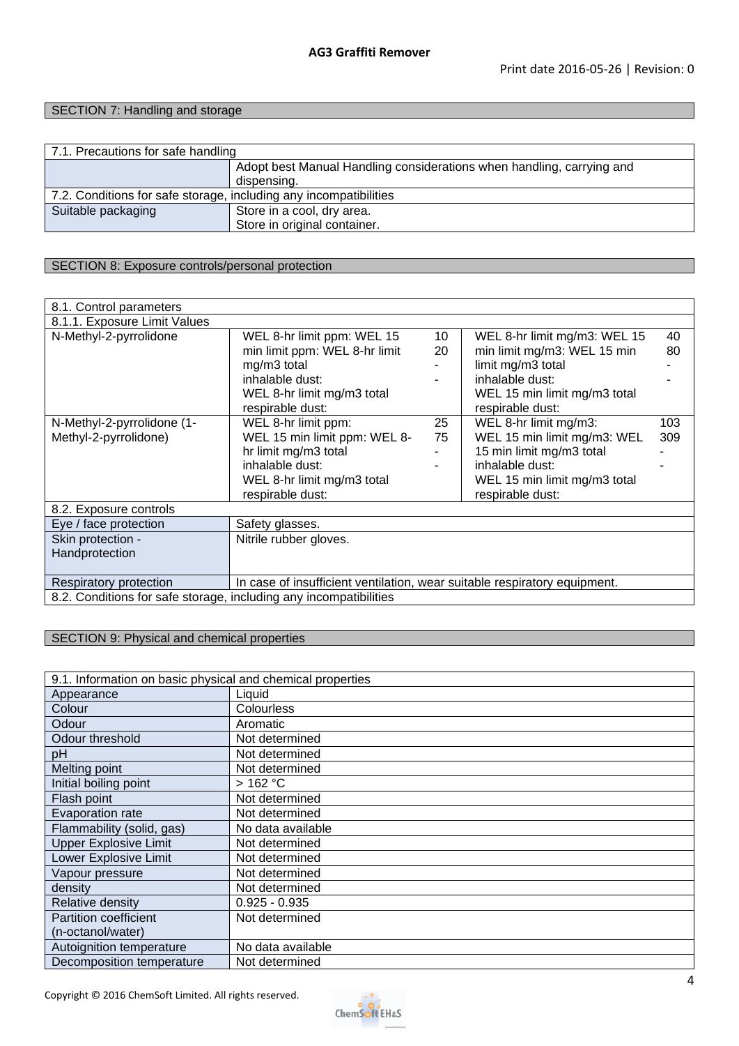## SECTION 7: Handling and storage

| 7.1. Precautions for safe handling | |
|---|---|
| | Adopt best Manual Handling considerations when handling, carrying and dispensing. |
| 7.2. Conditions for safe storage, including any incompatibilities | |
| Suitable packaging | Store in a cool, dry area. Store in original container. |

## SECTION 8: Exposure controls/personal protection

| 8.1. Control parameters | | | | |
|---|---|---|---|---|
| 8.1.1. Exposure Limit Values | | | | |
| N-Methyl-2-pyrrolidone | WEL 8-hr limit ppm: WEL 15 min limit ppm: WEL 8-hr limit mg/m3 total inhalable dust: WEL 8-hr limit mg/m3 total respirable dust: | 10 20 - - | WEL 8-hr limit mg/m3: WEL 15 min limit mg/m3: WEL 15 min limit mg/m3 total inhalable dust: WEL 15 min limit mg/m3 total respirable dust: | 40 80 - - |
| N-Methyl-2-pyrrolidone (1-Methyl-2-pyrrolidone) | WEL 8-hr limit ppm: WEL 15 min limit ppm: WEL 8-hr limit mg/m3 total inhalable dust: WEL 8-hr limit mg/m3 total respirable dust: | 25 75 - - | WEL 8-hr limit mg/m3: WEL 15 min limit mg/m3: WEL 15 min limit mg/m3 total inhalable dust: WEL 15 min limit mg/m3 total respirable dust: | 103 309 - - |
| 8.2. Exposure controls | | | | |
| Eye / face protection | Safety glasses. | | | |
| Skin protection - Handprotection | Nitrile rubber gloves. | | | |
| Respiratory protection | In case of insufficient ventilation, wear suitable respiratory equipment. | | | |
| 8.2. Conditions for safe storage, including any incompatibilities | | | | |

## SECTION 9: Physical and chemical properties

| 9.1. Information on basic physical and chemical properties | |
|---|---|
| Appearance | Liquid |
| Colour | Colourless |
| Odour | Aromatic |
| Odour threshold | Not determined |
| pH | Not determined |
| Melting point | Not determined |
| Initial boiling point | > 162 °C |
| Flash point | Not determined |
| Evaporation rate | Not determined |
| Flammability (solid, gas) | No data available |
| Upper Explosive Limit | Not determined |
| Lower Explosive Limit | Not determined |
| Vapour pressure | Not determined |
| density | Not determined |
| Relative density | 0.925 - 0.935 |
| Partition coefficient (n-octanol/water) | Not determined |
| Autoignition temperature | No data available |
| Decomposition temperature | Not determined |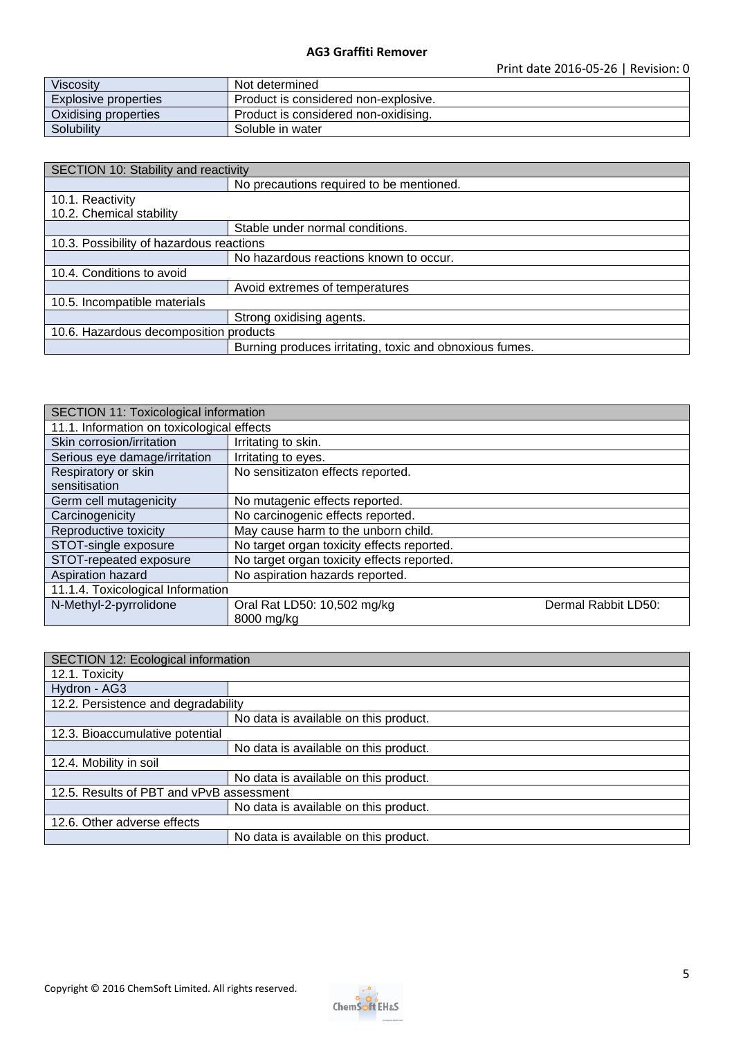| Viscosity | Not determined |
| --- | --- |
| Explosive properties | Product is considered non-explosive. |
| Oxidising properties | Product is considered non-oxidising. |
| Solubility | Soluble in water |

| SECTION 10: Stability and reactivity | |
| --- | --- |
| | No precautions required to be mentioned. |
| 10.1. Reactivity<br>10.2. Chemical stability | |
| | Stable under normal conditions. |
| 10.3. Possibility of hazardous reactions | |
| | No hazardous reactions known to occur. |
| 10.4. Conditions to avoid | |
| | Avoid extremes of temperatures |
| 10.5. Incompatible materials | |
| | Strong oxidising agents. |
| 10.6. Hazardous decomposition products | |
| | Burning produces irritating, toxic and obnoxious fumes. |

| SECTION 11: Toxicological information | | |
| --- | --- | --- |
| 11.1. Information on toxicological effects | | |
| Skin corrosion/irritation | Irritating to skin. | |
| Serious eye damage/irritation | Irritating to eyes. | |
| Respiratory or skin sensitisation | No sensitizaton effects reported. | |
| Germ cell mutagenicity | No mutagenic effects reported. | |
| Carcinogenicity | No carcinogenic effects reported. | |
| Reproductive toxicity | May cause harm to the unborn child. | |
| STOT-single exposure | No target organ toxicity effects reported. | |
| STOT-repeated exposure | No target organ toxicity effects reported. | |
| Aspiration hazard | No aspiration hazards reported. | |
| 11.1.4. Toxicological Information | | |
| N-Methyl-2-pyrrolidone | Oral Rat LD50: 10,502 mg/kg | Dermal Rabbit LD50: 8000 mg/kg |

| SECTION 12: Ecological information | |
| --- | --- |
| 12.1. Toxicity | |
| Hydron - AG3 | |
| 12.2. Persistence and degradability | |
| | No data is available on this product. |
| 12.3. Bioaccumulative potential | |
| | No data is available on this product. |
| 12.4. Mobility in soil | |
| | No data is available on this product. |
| 12.5. Results of PBT and vPvB assessment | |
| | No data is available on this product. |
| 12.6. Other adverse effects | |
| | No data is available on this product. |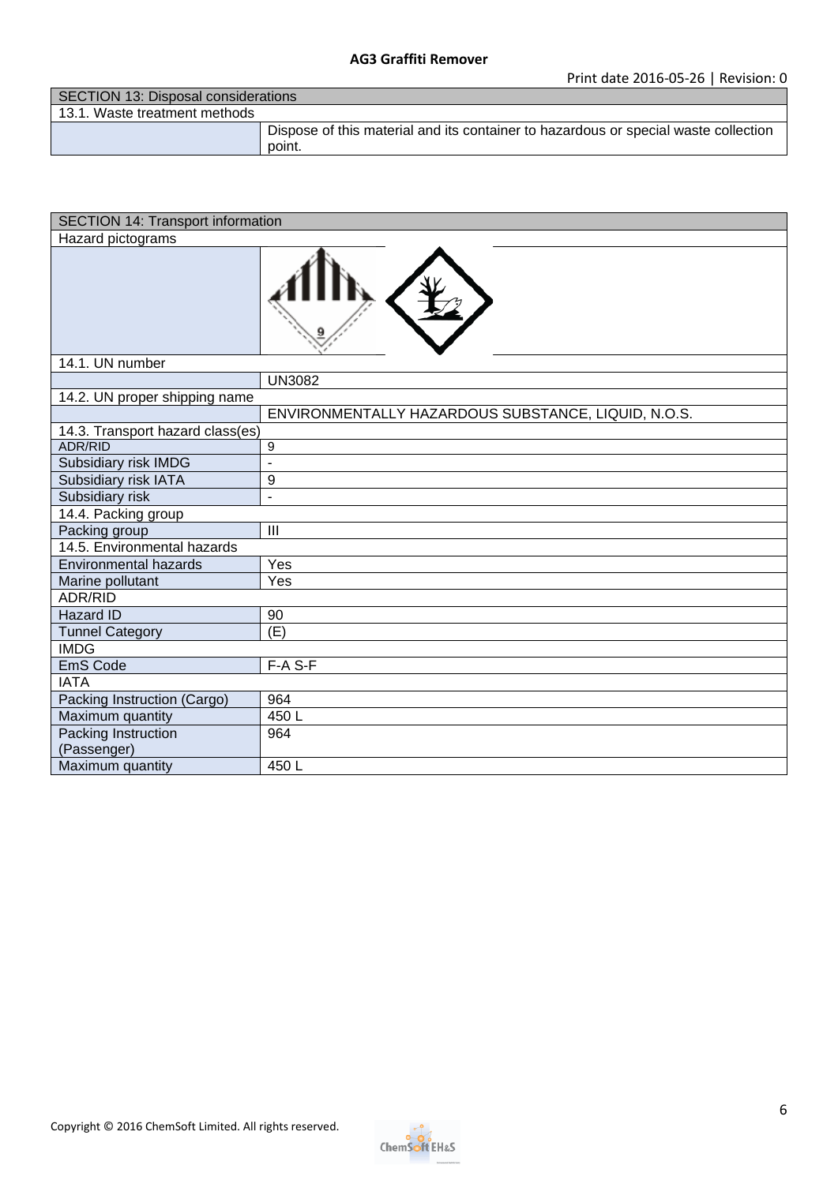| SECTION 13: Disposal considerations | |
|---|---|
| 13.1. Waste treatment methods | |
| | Dispose of this material and its container to hazardous or special waste collection point. |

| SECTION 14: Transport information | |
|---|---|
| Hazard pictograms | |
| | |
| 14.1. UN number | |
| | UN3082 |
| 14.2. UN proper shipping name | |
| | ENVIRONMENTALLY HAZARDOUS SUBSTANCE, LIQUID, N.O.S. |
| 14.3. Transport hazard class(es) | |
| ADR/RID | 9 |
| Subsidiary risk IMDG | - |
| Subsidiary risk IATA | 9 |
| Subsidiary risk | - |
| 14.4. Packing group | |
| Packing group | III |
| 14.5. Environmental hazards | |
| Environmental hazards | Yes |
| Marine pollutant | Yes |
| ADR/RID | |
| Hazard ID | 90 |
| Tunnel Category | (E) |
| IMDG | |
| EmS Code | F-A S-F |
| IATA | |
| Packing Instruction (Cargo) | 964 |
| Maximum quantity | 450 L |
| Packing Instruction (Passenger) | 964 |
| Maximum quantity | 450 L |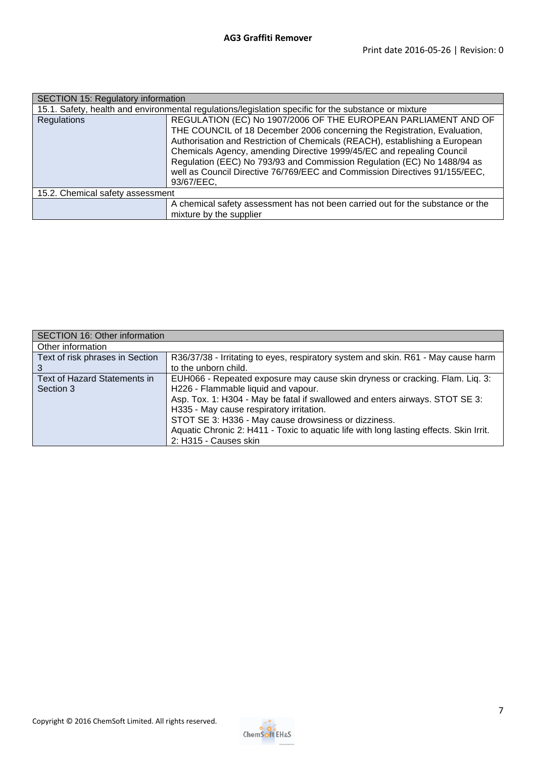| SECTION 15: Regulatory information | |
|---|---|
| 15.1. Safety, health and environmental regulations/legislation specific for the substance or mixture | |
| Regulations | REGULATION (EC) No 1907/2006 OF THE EUROPEAN PARLIAMENT AND OF THE COUNCIL of 18 December 2006 concerning the Registration, Evaluation, Authorisation and Restriction of Chemicals (REACH), establishing a European Chemicals Agency, amending Directive 1999/45/EC and repealing Council Regulation (EEC) No 793/93 and Commission Regulation (EC) No 1488/94 as well as Council Directive 76/769/EEC and Commission Directives 91/155/EEC, 93/67/EEC, |
| 15.2. Chemical safety assessment | |
| | A chemical safety assessment has not been carried out for the substance or the mixture by the supplier |

| SECTION 16: Other information | |
|---|---|
| Other information | |
| Text of risk phrases in Section 3 | R36/37/38 - Irritating to eyes, respiratory system and skin. R61 - May cause harm to the unborn child. |
| Text of Hazard Statements in Section 3 | EUH066 - Repeated exposure may cause skin dryness or cracking. Flam. Liq. 3: H226 - Flammable liquid and vapour.<br>Asp. Tox. 1: H304 - May be fatal if swallowed and enters airways. STOT SE 3: H335 - May cause respiratory irritation.<br>STOT SE 3: H336 - May cause drowsiness or dizziness.<br>Aquatic Chronic 2: H411 - Toxic to aquatic life with long lasting effects. Skin Irrit. 2: H315 - Causes skin |